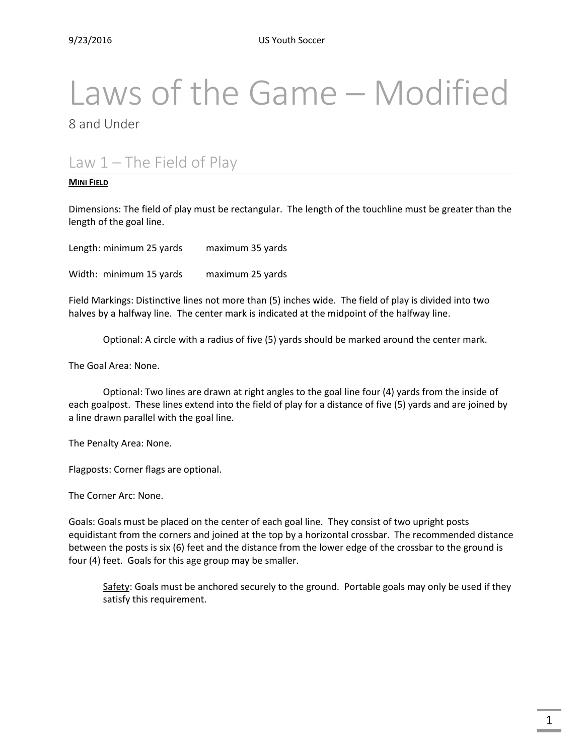# Laws of the Game – Modified

8 and Under

## Law 1 – The Field of Play

**MINI FIELD**

Dimensions: The field of play must be rectangular. The length of the touchline must be greater than the length of the goal line.

Length: minimum 25 yards maximum 35 yards

Width: minimum 15 yards maximum 25 yards

Field Markings: Distinctive lines not more than (5) inches wide. The field of play is divided into two halves by a halfway line. The center mark is indicated at the midpoint of the halfway line.

Optional: A circle with a radius of five (5) yards should be marked around the center mark.

The Goal Area: None.

Optional: Two lines are drawn at right angles to the goal line four (4) yards from the inside of each goalpost. These lines extend into the field of play for a distance of five (5) yards and are joined by a line drawn parallel with the goal line.

The Penalty Area: None.

Flagposts: Corner flags are optional.

The Corner Arc: None.

Goals: Goals must be placed on the center of each goal line. They consist of two upright posts equidistant from the corners and joined at the top by a horizontal crossbar. The recommended distance between the posts is six (6) feet and the distance from the lower edge of the crossbar to the ground is four (4) feet. Goals for this age group may be smaller.

Safety: Goals must be anchored securely to the ground. Portable goals may only be used if they satisfy this requirement.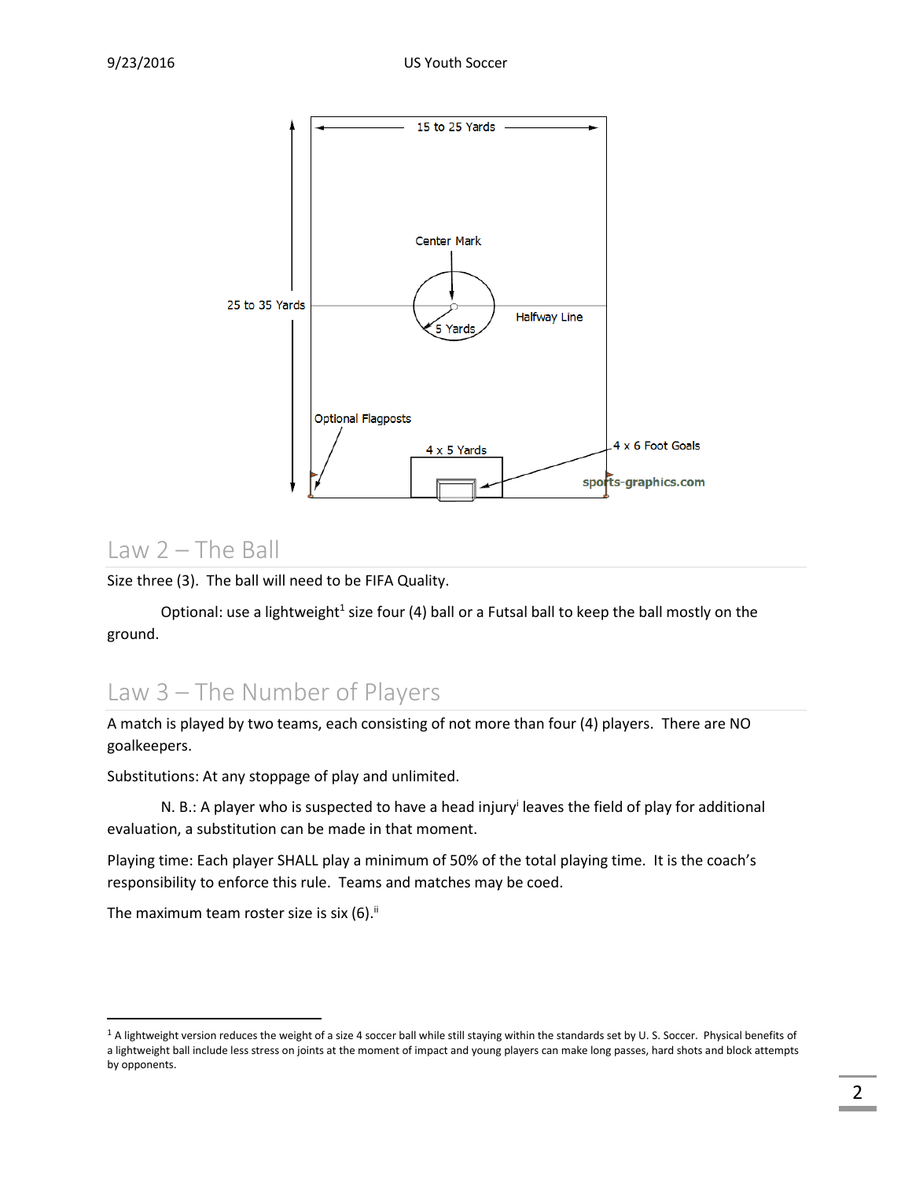## Law 2 – The Ball

Size three (3). The ball will need to be FIFA Quality.

Optional: use a lightweight[1] size four (4) ball or a Futsal ball to keep the ball mostly on the ground.

## Law 3 – The Number of Players

A match is played by two teams, each consisting of not more than four (4) players. There are NO goalkeepers.

Substitutions: At any stoppage of play and unlimited.

N. B.: A player who is suspected to have a head injury[i] leaves the field of play for additional evaluation, a substitution can be made in that moment.

Playing time: Each player SHALL play a minimum of 50% of the total playing time. It is the coach's responsibility to enforce this rule. Teams and matches may be coed.

The maximum team roster size is six (6).[ii]

---

[1] A lightweight version reduces the weight of a size 4 soccer ball while still staying within the standards set by U. S. Soccer. Physical benefits of a lightweight ball include less stress on joints at the moment of impact and young players can make long passes, hard shots and block attempts by opponents.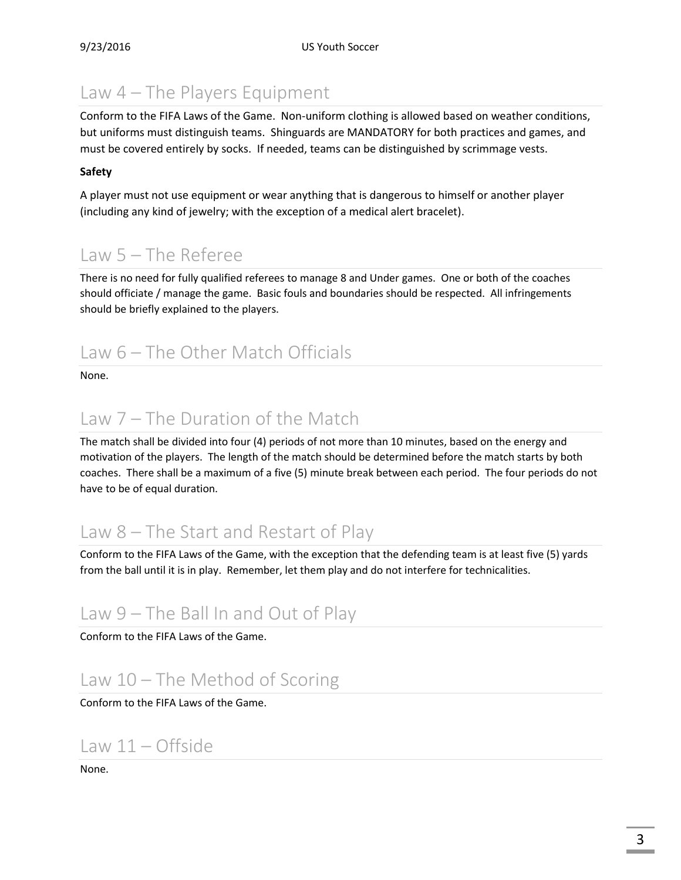## Law 4 – The Players Equipment

Conform to the FIFA Laws of the Game. Non-uniform clothing is allowed based on weather conditions, but uniforms must distinguish teams. Shinguards are MANDATORY for both practices and games, and must be covered entirely by socks. If needed, teams can be distinguished by scrimmage vests.

**Safety**

A player must not use equipment or wear anything that is dangerous to himself or another player (including any kind of jewelry; with the exception of a medical alert bracelet).

## Law 5 – The Referee

There is no need for fully qualified referees to manage 8 and Under games. One or both of the coaches should officiate / manage the game. Basic fouls and boundaries should be respected. All infringements should be briefly explained to the players.

## Law 6 – The Other Match Officials

None.

## Law 7 – The Duration of the Match

The match shall be divided into four (4) periods of not more than 10 minutes, based on the energy and motivation of the players. The length of the match should be determined before the match starts by both coaches. There shall be a maximum of a five (5) minute break between each period. The four periods do not have to be of equal duration.

## Law 8 – The Start and Restart of Play

Conform to the FIFA Laws of the Game, with the exception that the defending team is at least five (5) yards from the ball until it is in play. Remember, let them play and do not interfere for technicalities.

## Law 9 – The Ball In and Out of Play

Conform to the FIFA Laws of the Game.

## Law 10 – The Method of Scoring

Conform to the FIFA Laws of the Game.

## Law 11 – Offside

None.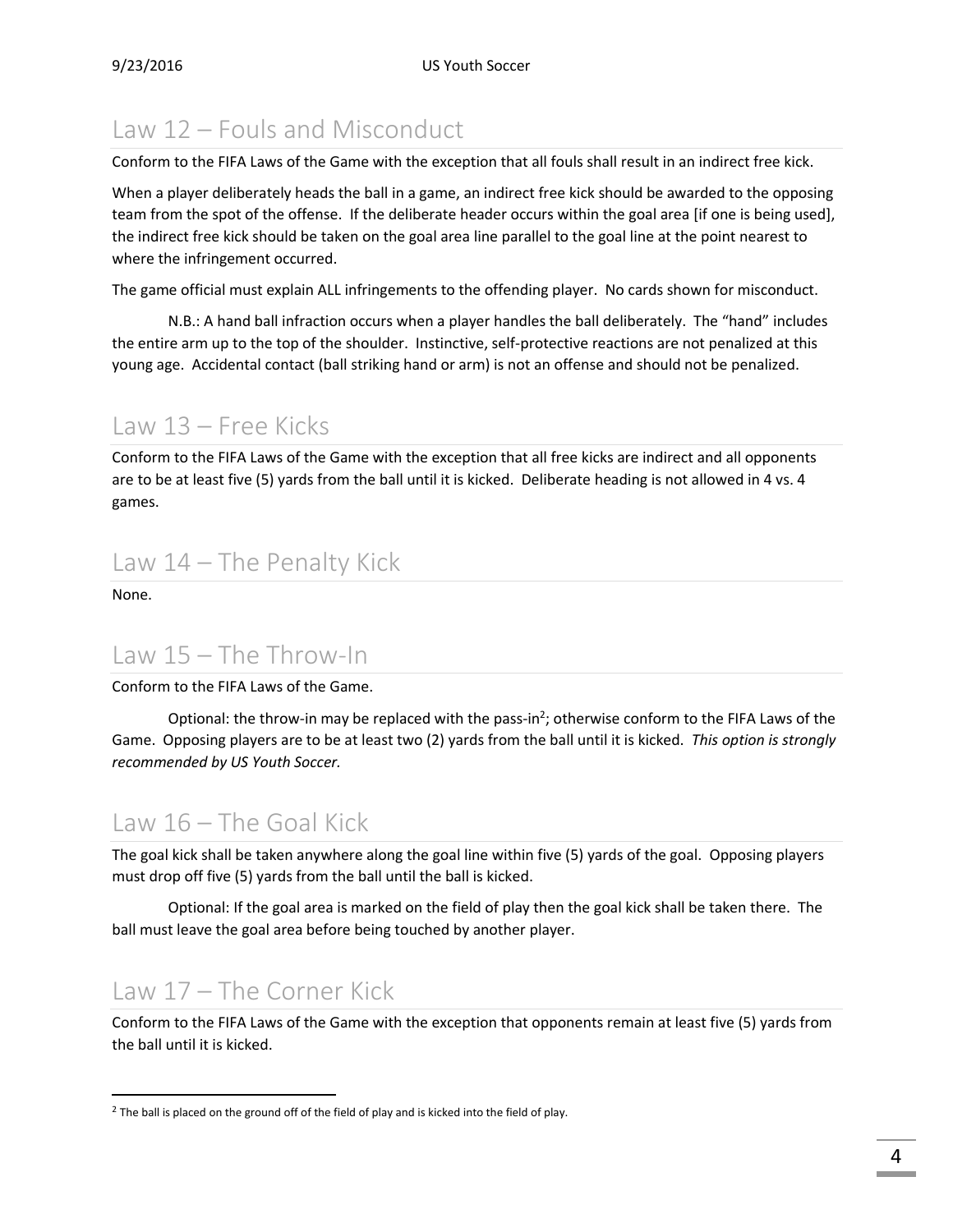## Law 12 – Fouls and Misconduct

Conform to the FIFA Laws of the Game with the exception that all fouls shall result in an indirect free kick.

When a player deliberately heads the ball in a game, an indirect free kick should be awarded to the opposing team from the spot of the offense. If the deliberate header occurs within the goal area [if one is being used], the indirect free kick should be taken on the goal area line parallel to the goal line at the point nearest to where the infringement occurred.

The game official must explain ALL infringements to the offending player. No cards shown for misconduct.

N.B.: A hand ball infraction occurs when a player handles the ball deliberately. The "hand" includes the entire arm up to the top of the shoulder. Instinctive, self-protective reactions are not penalized at this young age. Accidental contact (ball striking hand or arm) is not an offense and should not be penalized.

## Law 13 – Free Kicks

Conform to the FIFA Laws of the Game with the exception that all free kicks are indirect and all opponents are to be at least five (5) yards from the ball until it is kicked. Deliberate heading is not allowed in 4 vs. 4 games.

## Law 14 – The Penalty Kick

None.

## Law 15 – The Throw-In

Conform to the FIFA Laws of the Game.

Optional: the throw-in may be replaced with the pass-in[2]; otherwise conform to the FIFA Laws of the Game. Opposing players are to be at least two (2) yards from the ball until it is kicked. *This option is strongly recommended by US Youth Soccer.*

## Law 16 – The Goal Kick

The goal kick shall be taken anywhere along the goal line within five (5) yards of the goal. Opposing players must drop off five (5) yards from the ball until the ball is kicked.

Optional: If the goal area is marked on the field of play then the goal kick shall be taken there. The ball must leave the goal area before being touched by another player.

## Law 17 – The Corner Kick

Conform to the FIFA Laws of the Game with the exception that opponents remain at least five (5) yards from the ball until it is kicked.

---

[2] The ball is placed on the ground off of the field of play and is kicked into the field of play.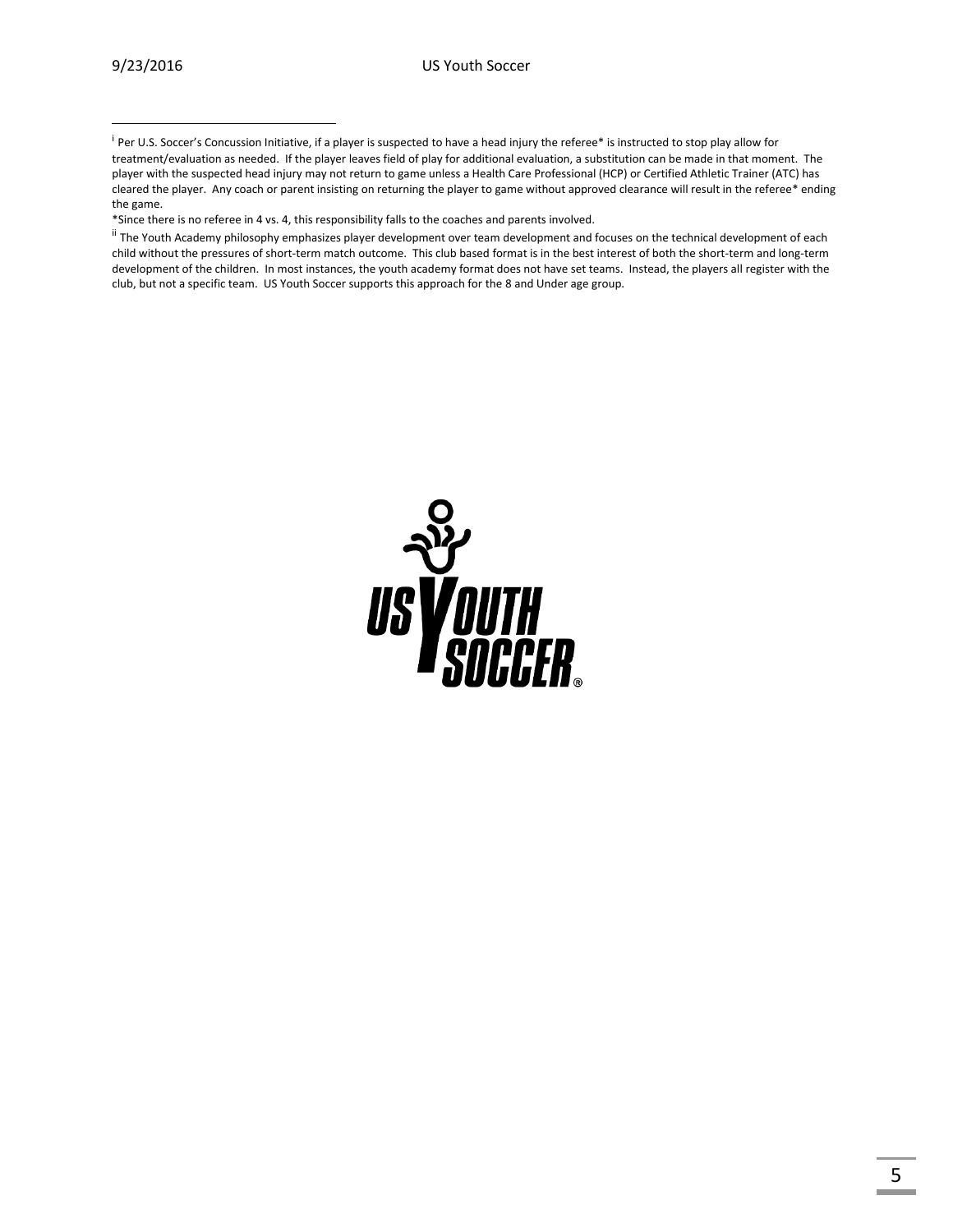[i] Per U.S. Soccer's Concussion Initiative, if a player is suspected to have a head injury the referee* is instructed to stop play allow for treatment/evaluation as needed. If the player leaves field of play for additional evaluation, a substitution can be made in that moment. The player with the suspected head injury may not return to game unless a Health Care Professional (HCP) or Certified Athletic Trainer (ATC) has cleared the player. Any coach or parent insisting on returning the player to game without approved clearance will result in the referee* ending the game.

*Since there is no referee in 4 vs. 4, this responsibility falls to the coaches and parents involved.

[ii] The Youth Academy philosophy emphasizes player development over team development and focuses on the technical development of each child without the pressures of short-term match outcome. This club based format is in the best interest of both the short-term and long-term development of the children. In most instances, the youth academy format does not have set teams. Instead, the players all register with the club, but not a specific team. US Youth Soccer supports this approach for the 8 and Under age group.

US YOUTH SOCCER®